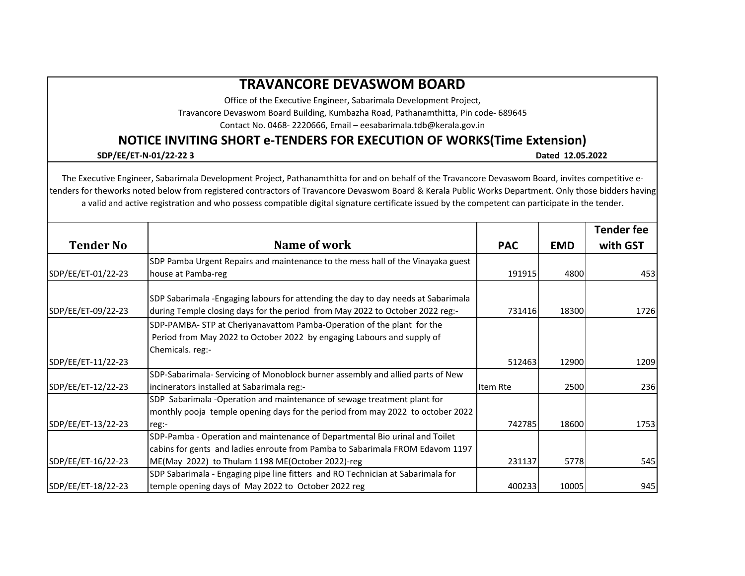# TRAVANCORE DEVASWOM BOARD

Office of the Executive Engineer, Sabarimala Development Project,

Travancore Devaswom Board Building, Kumbazha Road, Pathanamthitta, Pin code- 689645

Contact No. 0468- 2220666, Email – eesabarimala.tdb@kerala.gov.in

## NOTICE INVITING SHORT e-TENDERS FOR EXECUTION OF WORKS(Time Extension)

**SDP/EE/ET-N-01/22-22 3** **Dated 12.05.2022**

The Executive Engineer, Sabarimala Development Project, Pathanamthitta for and on behalf of the Travancore Devaswom Board, invites competitive e-tenders for theworks noted below from registered contractors of Travancore Devaswom Board & Kerala Public Works Department. Only those bidders having a valid and active registration and who possess compatible digital signature certificate issued by the competent can participate in the tender.

| Tender No | Name of work | PAC | EMD | Tender fee with GST |
|---|---|---|---|---|
| SDP/EE/ET-01/22-23 | SDP Pamba Urgent Repairs and maintenance to the mess hall of the Vinayaka guest house at Pamba-reg | 191915 | 4800 | 453 |
| SDP/EE/ET-09/22-23 | SDP Sabarimala -Engaging labours for attending the day to day needs at Sabarimala during Temple closing days for the period from May 2022 to October 2022 reg:- | 731416 | 18300 | 1726 |
| SDP/EE/ET-11/22-23 | SDP-PAMBA- STP at Cheriyanavattom Pamba-Operation of the plant for the Period from May 2022 to October 2022 by engaging Labours and supply of Chemicals. reg:- | 512463 | 12900 | 1209 |
| SDP/EE/ET-12/22-23 | SDP-Sabarimala- Servicing of Monoblock burner assembly and allied parts of New incinerators installed at Sabarimala reg:- | Item Rte | 2500 | 236 |
| SDP/EE/ET-13/22-23 | SDP Sabarimala -Operation and maintenance of sewage treatment plant for monthly pooja temple opening days for the period from may 2022 to october 2022 reg:- | 742785 | 18600 | 1753 |
| SDP/EE/ET-16/22-23 | SDP-Pamba - Operation and maintenance of Departmental Bio urinal and Toilet cabins for gents and ladies enroute from Pamba to Sabarimala FROM Edavom 1197 ME(May 2022) to Thulam 1198 ME(October 2022)-reg | 231137 | 5778 | 545 |
| SDP/EE/ET-18/22-23 | SDP Sabarimala - Engaging pipe line fitters and RO Technician at Sabarimala for temple opening days of May 2022 to October 2022 reg | 400233 | 10005 | 945 |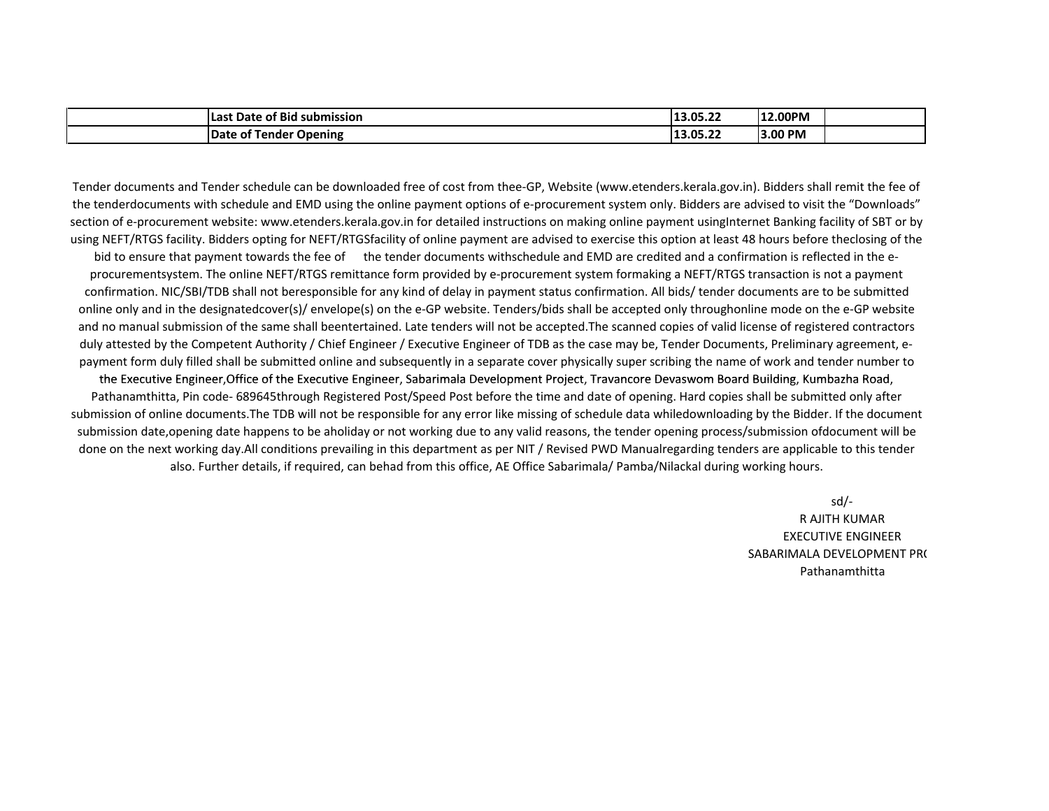|  | Last Date of Bid submission | 13.05.22 | 12.00PM |  |
|---|---|---|---|---|
|  | Date of Tender Opening | 13.05.22 | 3.00 PM |  |

Tender documents and Tender schedule can be downloaded free of cost from thee-GP, Website (www.etenders.kerala.gov.in). Bidders shall remit the fee of the tenderdocuments with schedule and EMD using the online payment options of e-procurement system only. Bidders are advised to visit the “Downloads” section of e-procurement website: www.etenders.kerala.gov.in for detailed instructions on making online payment usingInternet Banking facility of SBT or by using NEFT/RTGS facility. Bidders opting for NEFT/RTGSfacility of online payment are advised to exercise this option at least 48 hours before theclosing of the bid to ensure that payment towards the fee of the tender documents withschedule and EMD are credited and a confirmation is reflected in the e-procurementsystem. The online NEFT/RTGS remittance form provided by e-procurement system formaking a NEFT/RTGS transaction is not a payment confirmation. NIC/SBI/TDB shall not beresponsible for any kind of delay in payment status confirmation. All bids/ tender documents are to be submitted online only and in the designatedcover(s)/ envelope(s) on the e-GP website. Tenders/bids shall be accepted only throughonline mode on the e-GP website and no manual submission of the same shall beentertained. Late tenders will not be accepted.The scanned copies of valid license of registered contractors duly attested by the Competent Authority / Chief Engineer / Executive Engineer of TDB as the case may be, Tender Documents, Preliminary agreement, e-payment form duly filled shall be submitted online and subsequently in a separate cover physically super scribing the name of work and tender number to the Executive Engineer,Office of the Executive Engineer, Sabarimala Development Project, Travancore Devaswom Board Building, Kumbazha Road, Pathanamthitta, Pin code- 689645through Registered Post/Speed Post before the time and date of opening. Hard copies shall be submitted only after submission of online documents.The TDB will not be responsible for any error like missing of schedule data whiledownloading by the Bidder. If the document submission date,opening date happens to be aholiday or not working due to any valid reasons, the tender opening process/submission ofdocument will be done on the next working day.All conditions prevailing in this department as per NIT / Revised PWD Manualregarding tenders are applicable to this tender also. Further details, if required, can behad from this office, AE Office Sabarimala/ Pamba/Nilackal during working hours.

sd/-
R AJITH KUMAR
EXECUTIVE ENGINEER
SABARIMALA DEVELOPMENT PR(
Pathanamthitta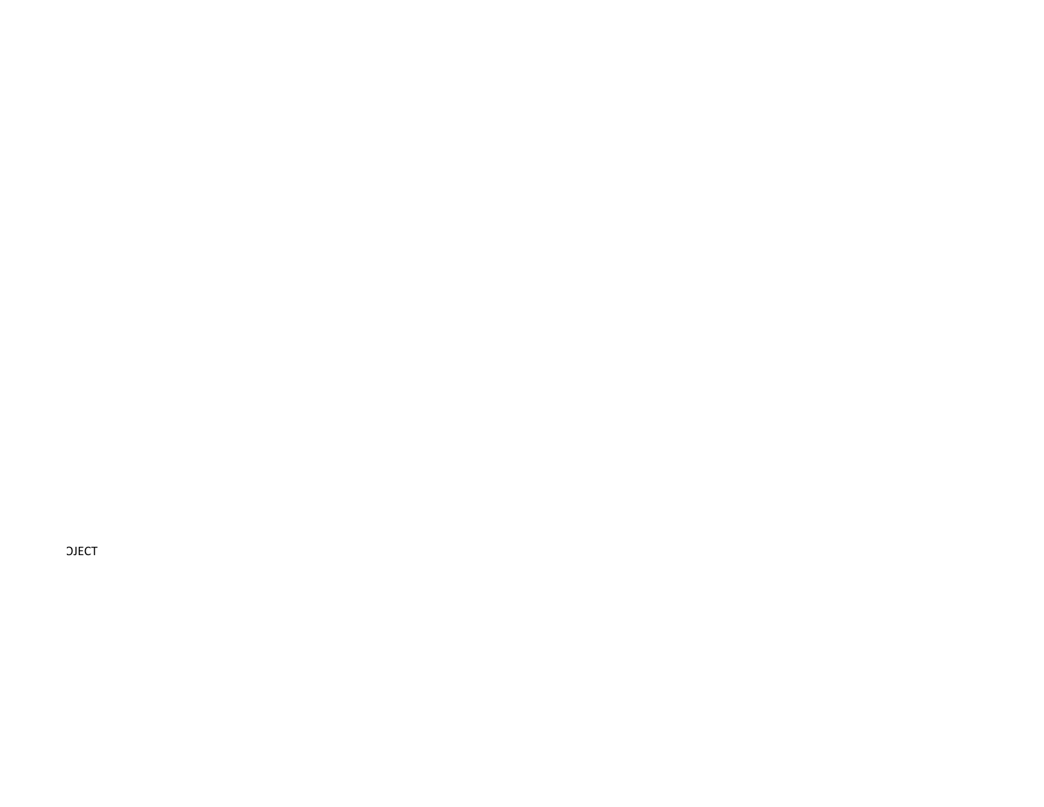ɔJECT